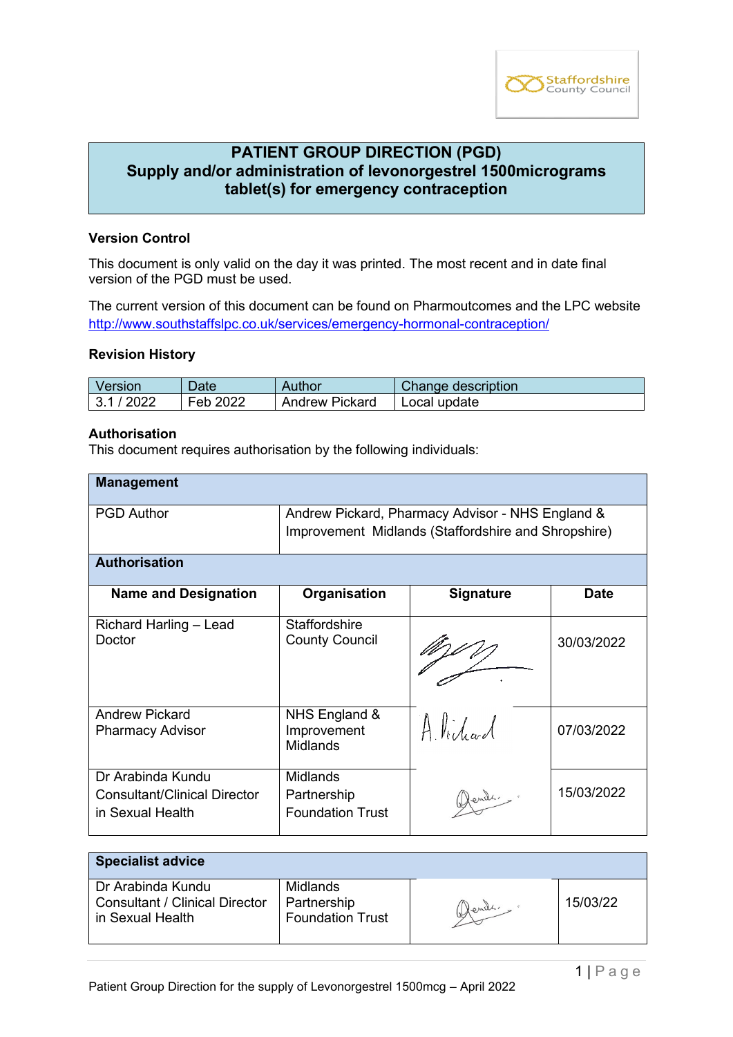# PATIENT GROUP DIRECTION (PGD)
## Supply and/or administration of levonorgestrel 1500micrograms tablet(s) for emergency contraception

### Version Control

This document is only valid on the day it was printed. The most recent and in date final version of the PGD must be used.

The current version of this document can be found on Pharmoutcomes and the LPC website http://www.southstaffslpc.co.uk/services/emergency-hormonal-contraception/

### Revision History

| Version | Date | Author | Change description |
|---|---|---|---|
| 3.1 / 2022 | Feb 2022 | Andrew Pickard | Local update |

### Authorisation

This document requires authorisation by the following individuals:

| **Management** | | | |
|---|---|---|---|
| PGD Author | Andrew Pickard, Pharmacy Advisor - NHS England & Improvement Midlands (Staffordshire and Shropshire) | | |
| **Authorisation** | | | |
| **Name and Designation** | **Organisation** | **Signature** | **Date** |
| Richard Harling – Lead Doctor | Staffordshire County Council | | 30/03/2022 |
| Andrew Pickard Pharmacy Advisor | NHS England & Improvement Midlands | | 07/03/2022 |
| Dr Arabinda Kundu Consultant/Clinical Director in Sexual Health | Midlands Partnership Foundation Trust | | 15/03/2022 |

| **Specialist advice** | | | |
|---|---|---|---|
| Dr Arabinda Kundu Consultant / Clinical Director in Sexual Health | Midlands Partnership Foundation Trust | | 15/03/22 |

Patient Group Direction for the supply of Levonorgestrel 1500mcg – April 2022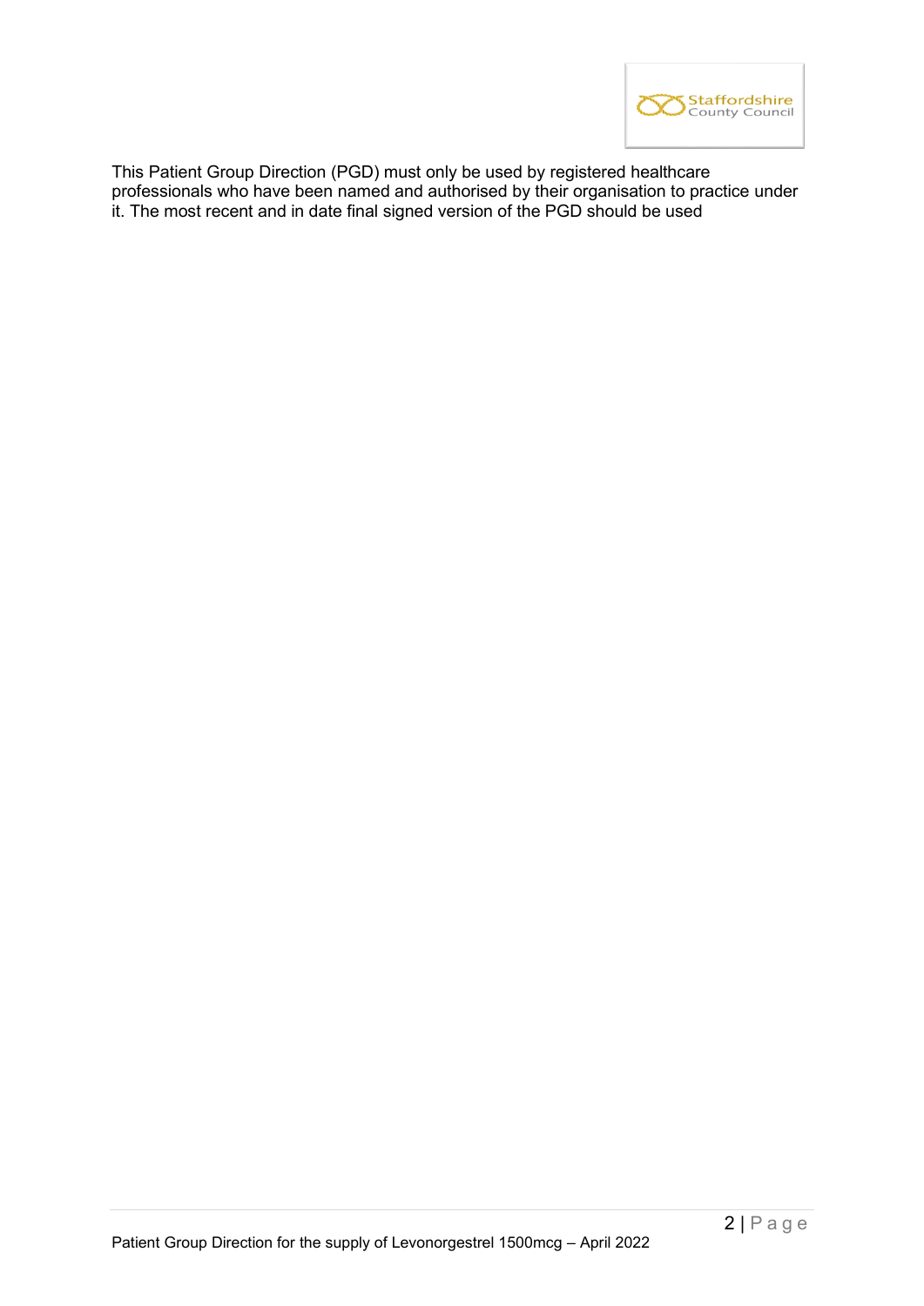This Patient Group Direction (PGD) must only be used by registered healthcare professionals who have been named and authorised by their organisation to practice under it. The most recent and in date final signed version of the PGD should be used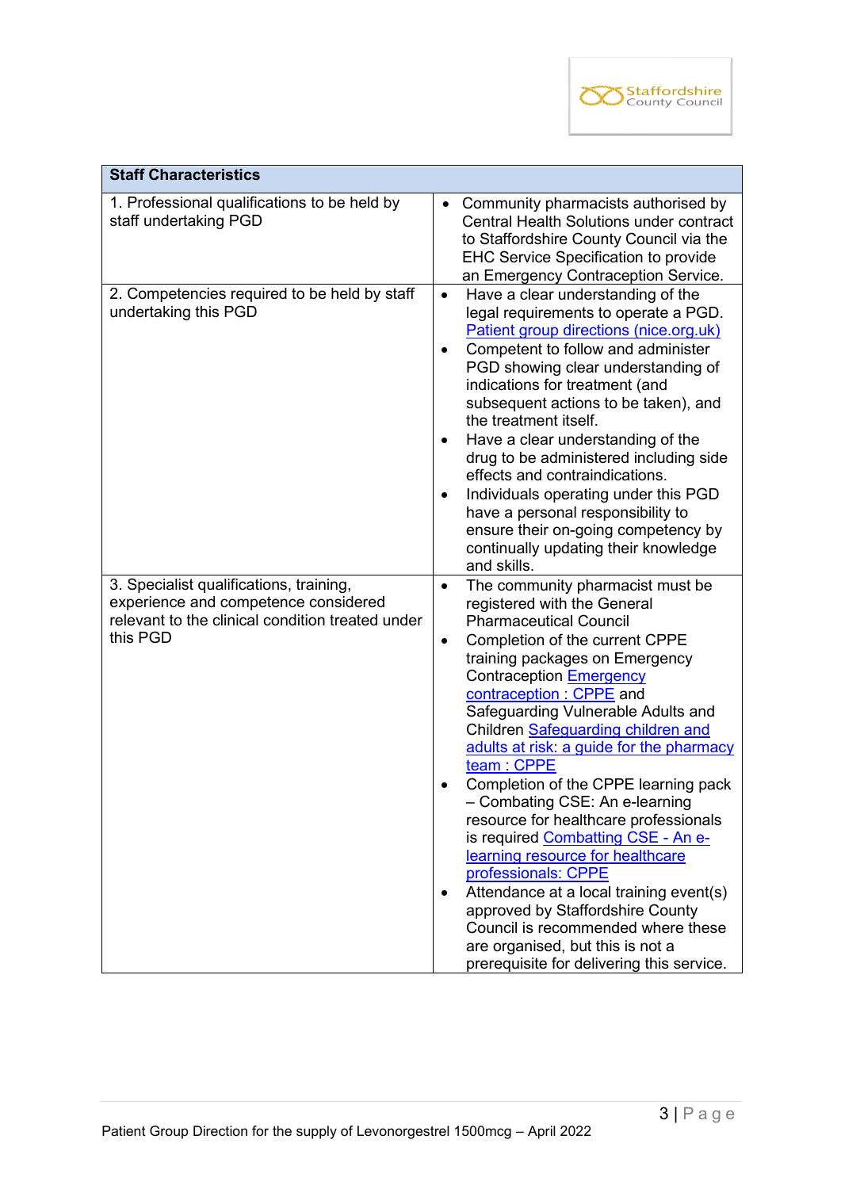| Staff Characteristics | |
|---|---|
| 1. Professional qualifications to be held by staff undertaking PGD | • Community pharmacists authorised by Central Health Solutions under contract to Staffordshire County Council via the EHC Service Specification to provide an Emergency Contraception Service. |
| 2. Competencies required to be held by staff undertaking this PGD | • Have a clear understanding of the legal requirements to operate a PGD. Patient group directions (nice.org.uk)<br>• Competent to follow and administer PGD showing clear understanding of indications for treatment (and subsequent actions to be taken), and the treatment itself.<br>• Have a clear understanding of the drug to be administered including side effects and contraindications.<br>• Individuals operating under this PGD have a personal responsibility to ensure their on-going competency by continually updating their knowledge and skills. |
| 3. Specialist qualifications, training, experience and competence considered relevant to the clinical condition treated under this PGD | • The community pharmacist must be registered with the General Pharmaceutical Council<br>• Completion of the current CPPE training packages on Emergency Contraception Emergency contraception : CPPE and Safeguarding Vulnerable Adults and Children Safeguarding children and adults at risk: a guide for the pharmacy team : CPPE<br>• Completion of the CPPE learning pack – Combating CSE: An e-learning resource for healthcare professionals is required Combatting CSE - An e-learning resource for healthcare professionals: CPPE<br>• Attendance at a local training event(s) approved by Staffordshire County Council is recommended where these are organised, but this is not a prerequisite for delivering this service. |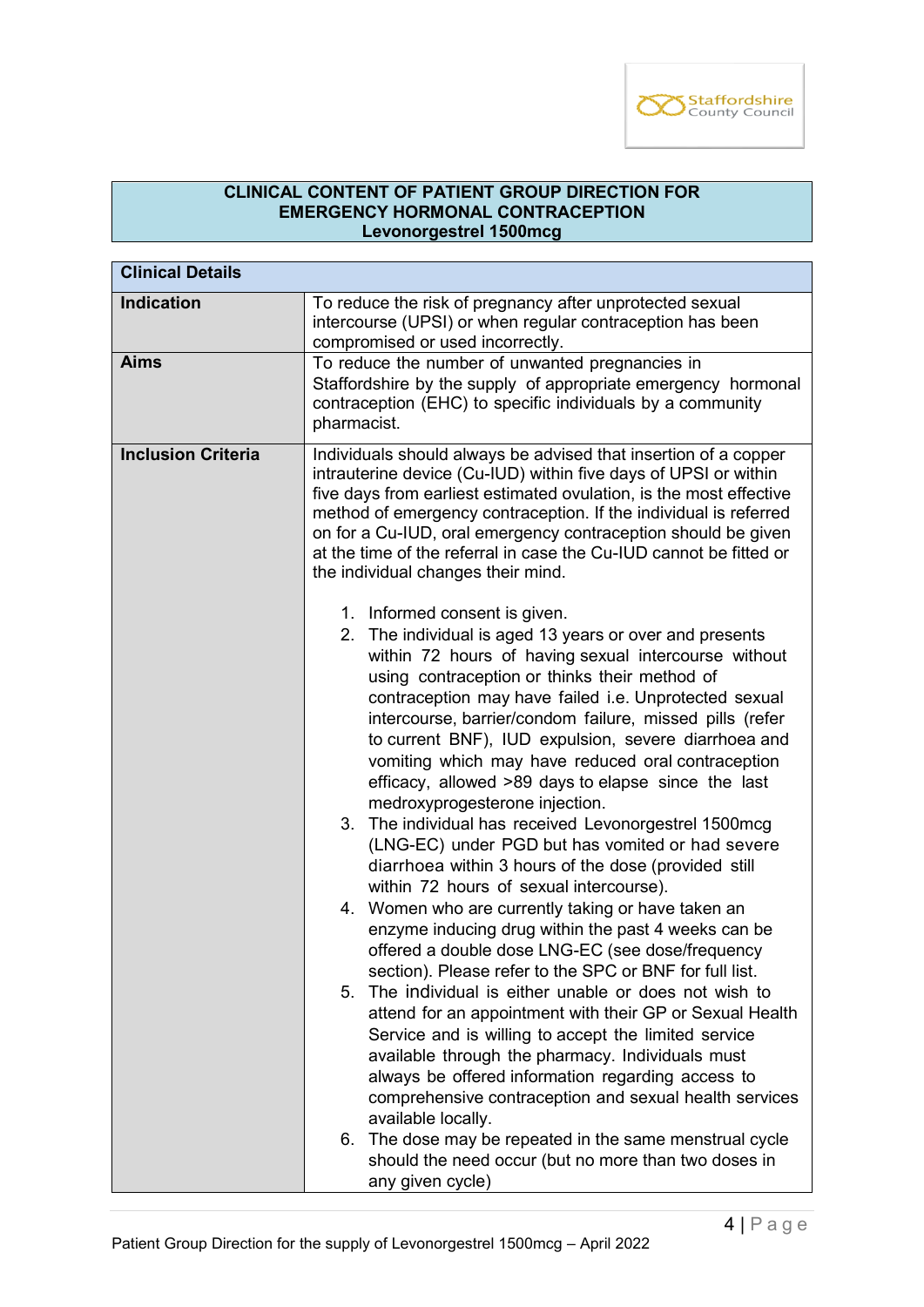**CLINICAL CONTENT OF PATIENT GROUP DIRECTION FOR EMERGENCY HORMONAL CONTRACEPTION Levonorgestrel 1500mcg**

| Clinical Details | |
|---|---|
| **Indication** | To reduce the risk of pregnancy after unprotected sexual intercourse (UPSI) or when regular contraception has been compromised or used incorrectly. |
| **Aims** | To reduce the number of unwanted pregnancies in Staffordshire by the supply of appropriate emergency hormonal contraception (EHC) to specific individuals by a community pharmacist. |
| **Inclusion Criteria** | Individuals should always be advised that insertion of a copper intrauterine device (Cu-IUD) within five days of UPSI or within five days from earliest estimated ovulation, is the most effective method of emergency contraception. If the individual is referred on for a Cu-IUD, oral emergency contraception should be given at the time of the referral in case the Cu-IUD cannot be fitted or the individual changes their mind.<br><br>1. Informed consent is given.<br>2. The individual is aged 13 years or over and presents within 72 hours of having sexual intercourse without using contraception or thinks their method of contraception may have failed i.e. Unprotected sexual intercourse, barrier/condom failure, missed pills (refer to current BNF), IUD expulsion, severe diarrhoea and vomiting which may have reduced oral contraception efficacy, allowed >89 days to elapse since the last medroxyprogesterone injection.<br>3. The individual has received Levonorgestrel 1500mcg (LNG-EC) under PGD but has vomited or had severe diarrhoea within 3 hours of the dose (provided still within 72 hours of sexual intercourse).<br>4. Women who are currently taking or have taken an enzyme inducing drug within the past 4 weeks can be offered a double dose LNG-EC (see dose/frequency section). Please refer to the SPC or BNF for full list.<br>5. The individual is either unable or does not wish to attend for an appointment with their GP or Sexual Health Service and is willing to accept the limited service available through the pharmacy. Individuals must always be offered information regarding access to comprehensive contraception and sexual health services available locally.<br>6. The dose may be repeated in the same menstrual cycle should the need occur (but no more than two doses in any given cycle) |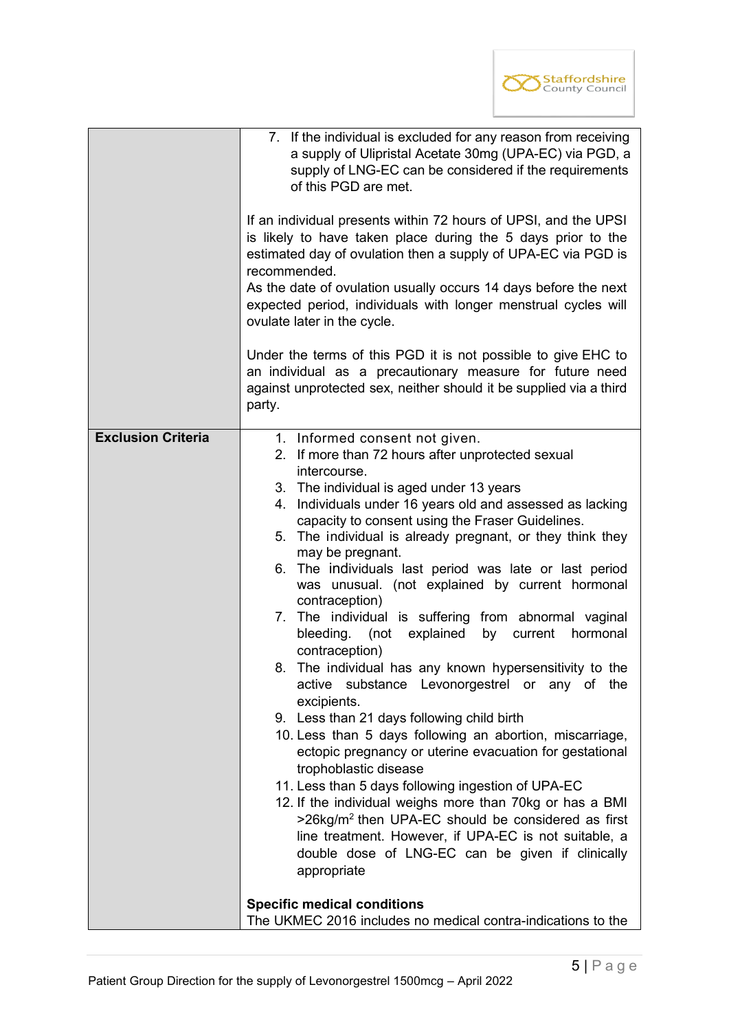| | |
|---|---|
| | 7. If the individual is excluded for any reason from receiving a supply of Ulipristal Acetate 30mg (UPA-EC) via PGD, a supply of LNG-EC can be considered if the requirements of this PGD are met.<br><br>If an individual presents within 72 hours of UPSI, and the UPSI is likely to have taken place during the 5 days prior to the estimated day of ovulation then a supply of UPA-EC via PGD is recommended.<br>As the date of ovulation usually occurs 14 days before the next expected period, individuals with longer menstrual cycles will ovulate later in the cycle.<br><br>Under the terms of this PGD it is not possible to give EHC to an individual as a precautionary measure for future need against unprotected sex, neither should it be supplied via a third party. |
| **Exclusion Criteria** | 1. Informed consent not given.<br>2. If more than 72 hours after unprotected sexual intercourse.<br>3. The individual is aged under 13 years<br>4. Individuals under 16 years old and assessed as lacking capacity to consent using the Fraser Guidelines.<br>5. The individual is already pregnant, or they think they may be pregnant.<br>6. The individuals last period was late or last period was unusual. (not explained by current hormonal contraception)<br>7. The individual is suffering from abnormal vaginal bleeding. (not explained by current hormonal contraception)<br>8. The individual has any known hypersensitivity to the active substance Levonorgestrel or any of the excipients.<br>9. Less than 21 days following child birth<br>10. Less than 5 days following an abortion, miscarriage, ectopic pregnancy or uterine evacuation for gestational trophoblastic disease<br>11. Less than 5 days following ingestion of UPA-EC<br>12. If the individual weighs more than 70kg or has a BMI >26kg/m$^2$ then UPA-EC should be considered as first line treatment. However, if UPA-EC is not suitable, a double dose of LNG-EC can be given if clinically appropriate<br><br>**Specific medical conditions**<br>The UKMEC 2016 includes no medical contra-indications to the |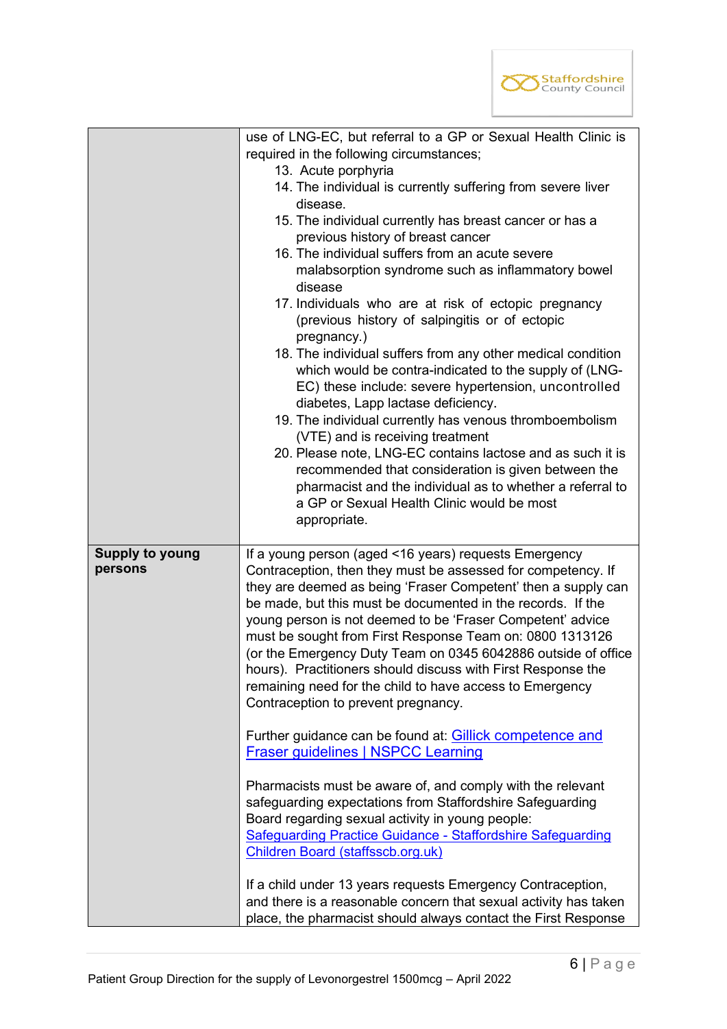| | |
|---|---|
| | use of LNG-EC, but referral to a GP or Sexual Health Clinic is required in the following circumstances;<br>13. Acute porphyria<br>14. The individual is currently suffering from severe liver disease.<br>15. The individual currently has breast cancer or has a previous history of breast cancer<br>16. The individual suffers from an acute severe malabsorption syndrome such as inflammatory bowel disease<br>17. Individuals who are at risk of ectopic pregnancy (previous history of salpingitis or of ectopic pregnancy.)<br>18. The individual suffers from any other medical condition which would be contra-indicated to the supply of (LNG-EC) these include: severe hypertension, uncontrolled diabetes, Lapp lactase deficiency.<br>19. The individual currently has venous thromboembolism (VTE) and is receiving treatment<br>20. Please note, LNG-EC contains lactose and as such it is recommended that consideration is given between the pharmacist and the individual as to whether a referral to a GP or Sexual Health Clinic would be most appropriate. |
| **Supply to young persons** | If a young person (aged <16 years) requests Emergency Contraception, then they must be assessed for competency. If they are deemed as being 'Fraser Competent' then a supply can be made, but this must be documented in the records. If the young person is not deemed to be 'Fraser Competent' advice must be sought from First Response Team on: 0800 1313126 (or the Emergency Duty Team on 0345 6042886 outside of office hours). Practitioners should discuss with First Response the remaining need for the child to have access to Emergency Contraception to prevent pregnancy.<br><br>Further guidance can be found at: [Gillick competence and Fraser guidelines \| NSPCC Learning]()<br><br>Pharmacists must be aware of, and comply with the relevant safeguarding expectations from Staffordshire Safeguarding Board regarding sexual activity in young people: [Safeguarding Practice Guidance - Staffordshire Safeguarding Children Board (staffsscb.org.uk)]()<br><br>If a child under 13 years requests Emergency Contraception, and there is a reasonable concern that sexual activity has taken place, the pharmacist should always contact the First Response |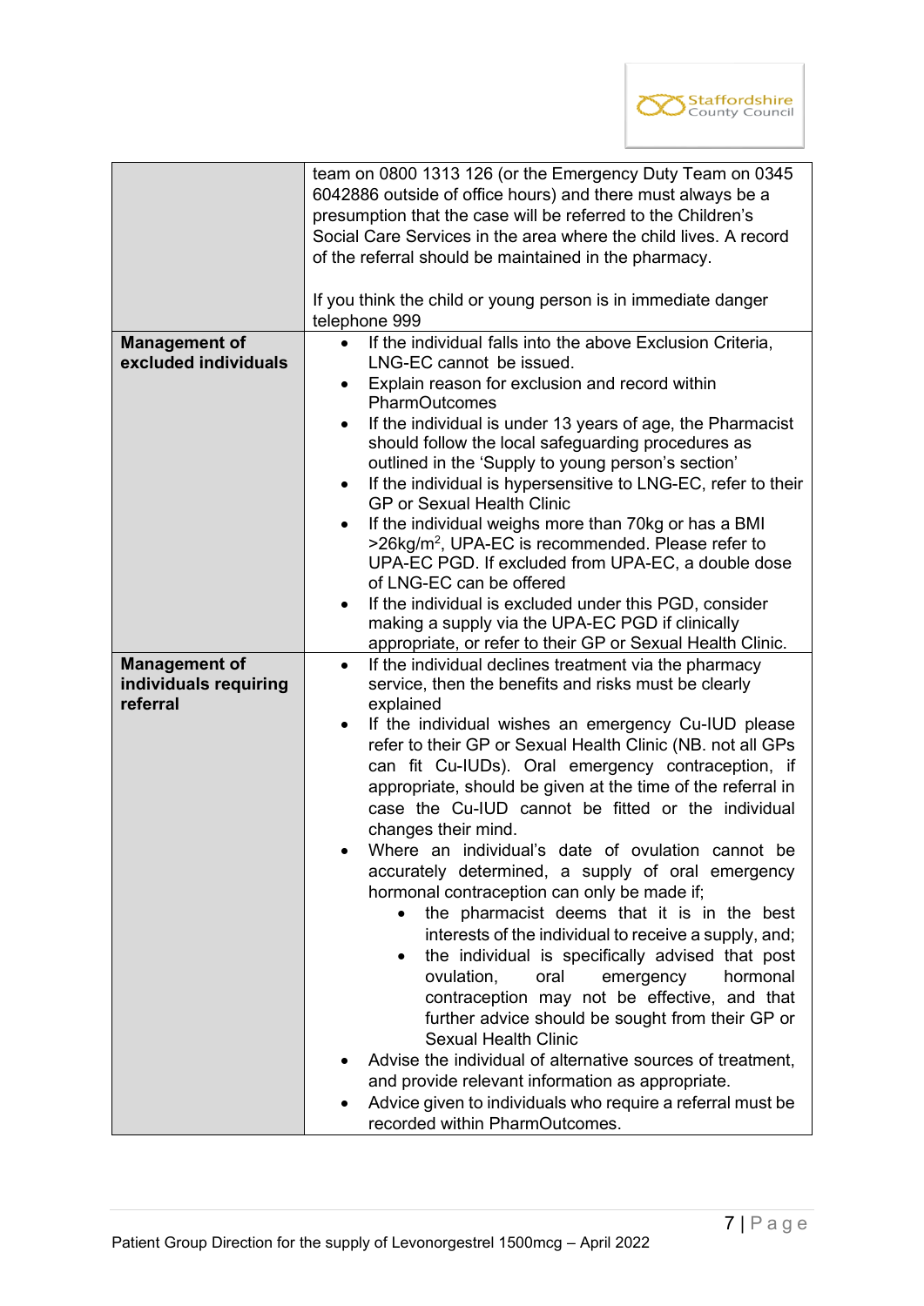| | |
|---|---|
| | team on 0800 1313 126 (or the Emergency Duty Team on 0345 6042886 outside of office hours) and there must always be a presumption that the case will be referred to the Children's Social Care Services in the area where the child lives. A record of the referral should be maintained in the pharmacy.<br><br>If you think the child or young person is in immediate danger telephone 999 |
| **Management of excluded individuals** | • If the individual falls into the above Exclusion Criteria, LNG-EC cannot be issued.<br>• Explain reason for exclusion and record within PharmOutcomes<br>• If the individual is under 13 years of age, the Pharmacist should follow the local safeguarding procedures as outlined in the 'Supply to young person's section'<br>• If the individual is hypersensitive to LNG-EC, refer to their GP or Sexual Health Clinic<br>• If the individual weighs more than 70kg or has a BMI >26kg/m$^2$, UPA-EC is recommended. Please refer to UPA-EC PGD. If excluded from UPA-EC, a double dose of LNG-EC can be offered<br>• If the individual is excluded under this PGD, consider making a supply via the UPA-EC PGD if clinically appropriate, or refer to their GP or Sexual Health Clinic. |
| **Management of individuals requiring referral** | • If the individual declines treatment via the pharmacy service, then the benefits and risks must be clearly explained<br>• If the individual wishes an emergency Cu-IUD please refer to their GP or Sexual Health Clinic (NB. not all GPs can fit Cu-IUDs). Oral emergency contraception, if appropriate, should be given at the time of the referral in case the Cu-IUD cannot be fitted or the individual changes their mind.<br>• Where an individual's date of ovulation cannot be accurately determined, a supply of oral emergency hormonal contraception can only be made if;<br>&nbsp;&nbsp;&nbsp;&nbsp;• the pharmacist deems that it is in the best interests of the individual to receive a supply, and;<br>&nbsp;&nbsp;&nbsp;&nbsp;• the individual is specifically advised that post ovulation, oral emergency hormonal contraception may not be effective, and that further advice should be sought from their GP or Sexual Health Clinic<br>• Advise the individual of alternative sources of treatment, and provide relevant information as appropriate.<br>• Advice given to individuals who require a referral must be recorded within PharmOutcomes. |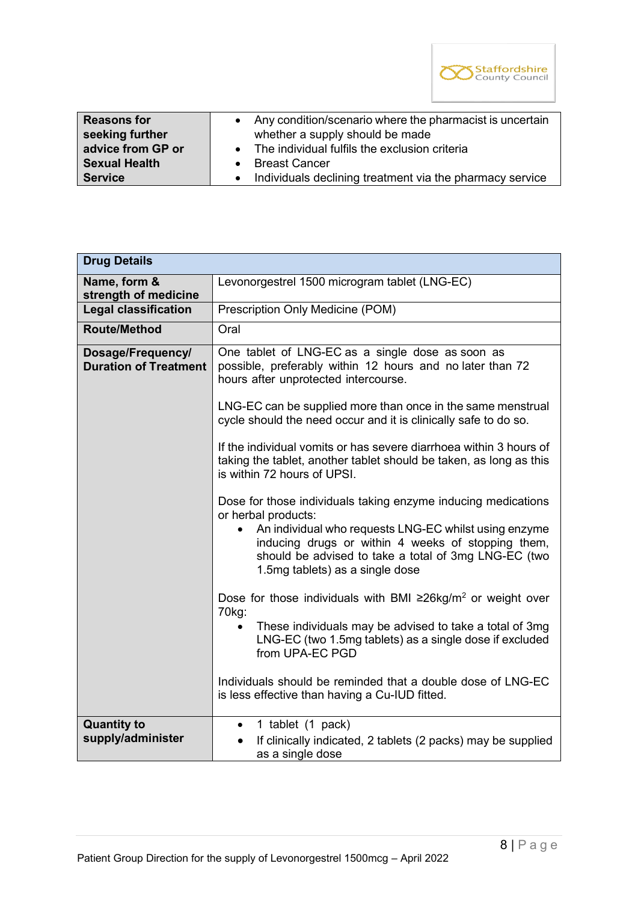| **Reasons for seeking further advice from GP or Sexual Health Service** | • Any condition/scenario where the pharmacist is uncertain whether a supply should be made<br>• The individual fulfils the exclusion criteria<br>• Breast Cancer<br>• Individuals declining treatment via the pharmacy service |
|---|---|

| **Drug Details** | |
|---|---|
| **Name, form & strength of medicine** | Levonorgestrel 1500 microgram tablet (LNG-EC) |
| **Legal classification** | Prescription Only Medicine (POM) |
| **Route/Method** | Oral |
| **Dosage/Frequency/ Duration of Treatment** | One tablet of LNG-EC as a single dose as soon as possible, preferably within 12 hours and no later than 72 hours after unprotected intercourse.<br><br>LNG-EC can be supplied more than once in the same menstrual cycle should the need occur and it is clinically safe to do so.<br><br>If the individual vomits or has severe diarrhoea within 3 hours of taking the tablet, another tablet should be taken, as long as this is within 72 hours of UPSI.<br><br>Dose for those individuals taking enzyme inducing medications or herbal products:<br>• An individual who requests LNG-EC whilst using enzyme inducing drugs or within 4 weeks of stopping them, should be advised to take a total of 3mg LNG-EC (two 1.5mg tablets) as a single dose<br><br>Dose for those individuals with BMI ≥26kg/m$^2$ or weight over 70kg:<br>• These individuals may be advised to take a total of 3mg LNG-EC (two 1.5mg tablets) as a single dose if excluded from UPA-EC PGD<br><br>Individuals should be reminded that a double dose of LNG-EC is less effective than having a Cu-IUD fitted. |
| **Quantity to supply/administer** | • 1 tablet (1 pack)<br>• If clinically indicated, 2 tablets (2 packs) may be supplied as a single dose |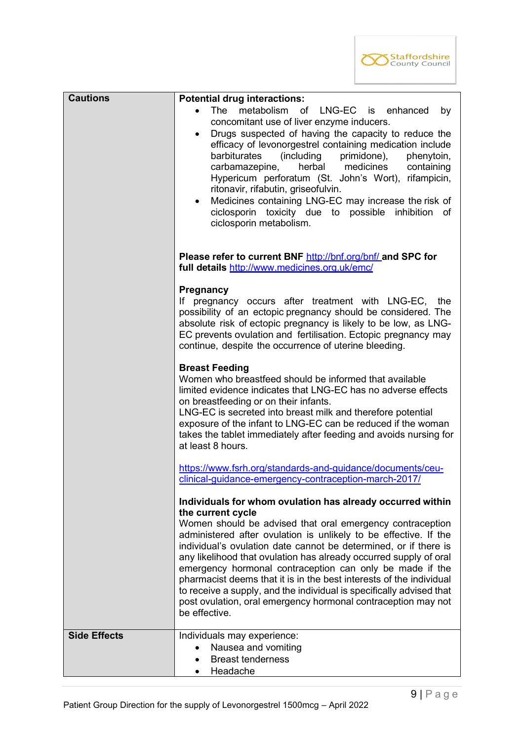| Cautions | **Potential drug interactions:**<br>• The metabolism of LNG-EC is enhanced by concomitant use of liver enzyme inducers.<br>• Drugs suspected of having the capacity to reduce the efficacy of levonorgestrel containing medication include barbiturates (including primidone), phenytoin, carbamazepine, herbal medicines containing Hypericum perforatum (St. John's Wort), rifampicin, ritonavir, rifabutin, griseofulvin.<br>• Medicines containing LNG-EC may increase the risk of ciclosporin toxicity due to possible inhibition of ciclosporin metabolism.<br><br>**Please refer to current BNF** [http://bnf.org/bnf/](http://bnf.org/bnf/) **and SPC for full details** [http://www.medicines.org.uk/emc/](http://www.medicines.org.uk/emc/)<br><br>**Pregnancy**<br>If pregnancy occurs after treatment with LNG-EC, the possibility of an ectopic pregnancy should be considered. The absolute risk of ectopic pregnancy is likely to be low, as LNG-EC prevents ovulation and fertilisation. Ectopic pregnancy may continue, despite the occurrence of uterine bleeding.<br><br>**Breast Feeding**<br>Women who breastfeed should be informed that available limited evidence indicates that LNG-EC has no adverse effects on breastfeeding or on their infants.<br>LNG-EC is secreted into breast milk and therefore potential exposure of the infant to LNG-EC can be reduced if the woman takes the tablet immediately after feeding and avoids nursing for at least 8 hours.<br><br>[https://www.fsrh.org/standards-and-guidance/documents/ceu-clinical-guidance-emergency-contraception-march-2017/](https://www.fsrh.org/standards-and-guidance/documents/ceu-clinical-guidance-emergency-contraception-march-2017/)<br><br>**Individuals for whom ovulation has already occurred within the current cycle**<br>Women should be advised that oral emergency contraception administered after ovulation is unlikely to be effective. If the individual's ovulation date cannot be determined, or if there is any likelihood that ovulation has already occurred supply of oral emergency hormonal contraception can only be made if the pharmacist deems that it is in the best interests of the individual to receive a supply, and the individual is specifically advised that post ovulation, oral emergency hormonal contraception may not be effective. |
|---|---|
| **Side Effects** | Individuals may experience:<br>• Nausea and vomiting<br>• Breast tenderness<br>• Headache |

Patient Group Direction for the supply of Levonorgestrel 1500mcg – April 2022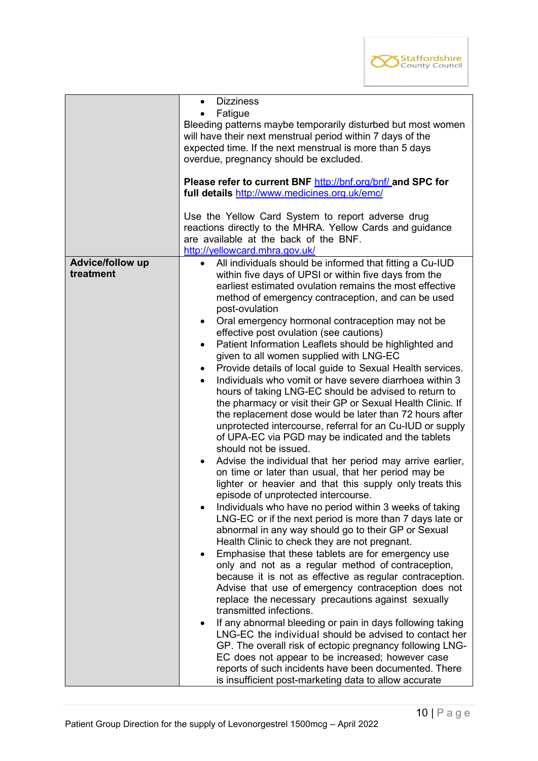| | |
|---|---|
| | • Dizziness<br>• Fatigue<br>Bleeding patterns maybe temporarily disturbed but most women will have their next menstrual period within 7 days of the expected time. If the next menstrual is more than 5 days overdue, pregnancy should be excluded.<br><br>**Please refer to current BNF** http://bnf.org/bnf/ **and SPC for full details** http://www.medicines.org.uk/emc/<br><br>Use the Yellow Card System to report adverse drug reactions directly to the MHRA. Yellow Cards and guidance are available at the back of the BNF. http://yellowcard.mhra.gov.uk/ |
| **Advice/follow up treatment** | • All individuals should be informed that fitting a Cu-IUD within five days of UPSI or within five days from the earliest estimated ovulation remains the most effective method of emergency contraception, and can be used post-ovulation<br>• Oral emergency hormonal contraception may not be effective post ovulation (see cautions)<br>• Patient Information Leaflets should be highlighted and given to all women supplied with LNG-EC<br>• Provide details of local guide to Sexual Health services.<br>• Individuals who vomit or have severe diarrhoea within 3 hours of taking LNG-EC should be advised to return to the pharmacy or visit their GP or Sexual Health Clinic. If the replacement dose would be later than 72 hours after unprotected intercourse, referral for an Cu-IUD or supply of UPA-EC via PGD may be indicated and the tablets should not be issued.<br>• Advise the individual that her period may arrive earlier, on time or later than usual, that her period may be lighter or heavier and that this supply only treats this episode of unprotected intercourse.<br>• Individuals who have no period within 3 weeks of taking LNG-EC or if the next period is more than 7 days late or abnormal in any way should go to their GP or Sexual Health Clinic to check they are not pregnant.<br>• Emphasise that these tablets are for emergency use only and not as a regular method of contraception, because it is not as effective as regular contraception. Advise that use of emergency contraception does not replace the necessary precautions against sexually transmitted infections.<br>• If any abnormal bleeding or pain in days following taking LNG-EC the individual should be advised to contact her GP. The overall risk of ectopic pregnancy following LNG-EC does not appear to be increased; however case reports of such incidents have been documented. There is insufficient post-marketing data to allow accurate |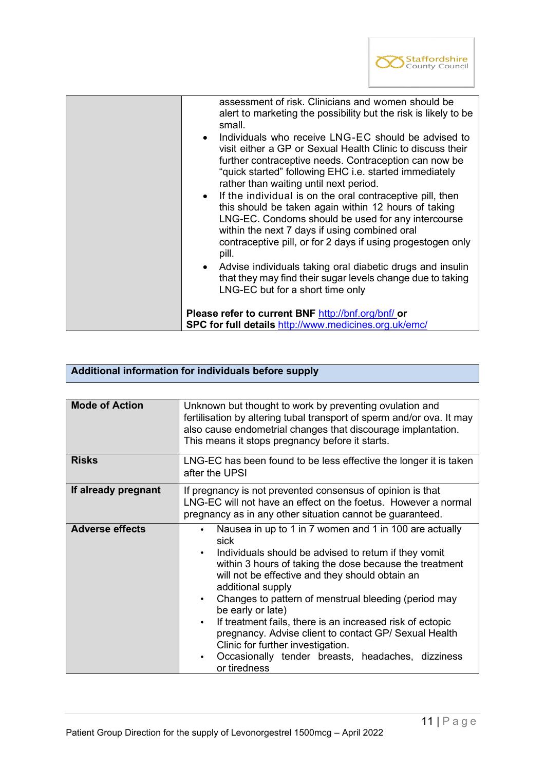| | |
|---|---|
| | assessment of risk. Clinicians and women should be alert to marketing the possibility but the risk is likely to be small.<br>• Individuals who receive LNG-EC should be advised to visit either a GP or Sexual Health Clinic to discuss their further contraceptive needs. Contraception can now be "quick started" following EHC i.e. started immediately rather than waiting until next period.<br>• If the individual is on the oral contraceptive pill, then this should be taken again within 12 hours of taking LNG-EC. Condoms should be used for any intercourse within the next 7 days if using combined oral contraceptive pill, or for 2 days if using progestogen only pill.<br>• Advise individuals taking oral diabetic drugs and insulin that they may find their sugar levels change due to taking LNG-EC but for a short time only<br><br>**Please refer to current BNF** http://bnf.org/bnf/ **or SPC for full details** http://www.medicines.org.uk/emc/ |

## Additional information for individuals before supply

| | |
|---|---|
| **Mode of Action** | Unknown but thought to work by preventing ovulation and fertilisation by altering tubal transport of sperm and/or ova. It may also cause endometrial changes that discourage implantation. This means it stops pregnancy before it starts. |
| **Risks** | LNG-EC has been found to be less effective the longer it is taken after the UPSI |
| **If already pregnant** | If pregnancy is not prevented consensus of opinion is that LNG-EC will not have an effect on the foetus. However a normal pregnancy as in any other situation cannot be guaranteed. |
| **Adverse effects** | • Nausea in up to 1 in 7 women and 1 in 100 are actually sick<br>• Individuals should be advised to return if they vomit within 3 hours of taking the dose because the treatment will not be effective and they should obtain an additional supply<br>• Changes to pattern of menstrual bleeding (period may be early or late)<br>• If treatment fails, there is an increased risk of ectopic pregnancy. Advise client to contact GP/ Sexual Health Clinic for further investigation.<br>• Occasionally tender breasts, headaches, dizziness or tiredness |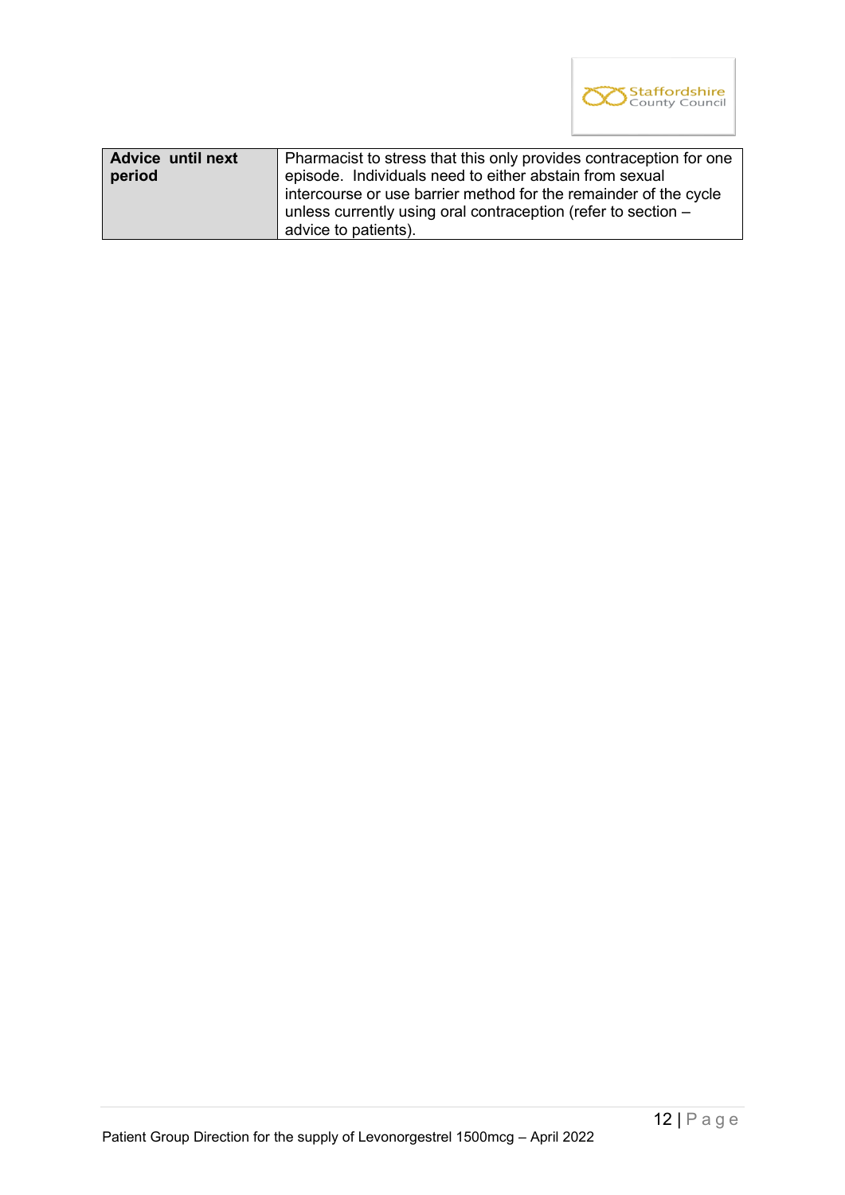| Advice until next period | Pharmacist to stress that this only provides contraception for one episode. Individuals need to either abstain from sexual intercourse or use barrier method for the remainder of the cycle unless currently using oral contraception (refer to section – advice to patients). |
|---|---|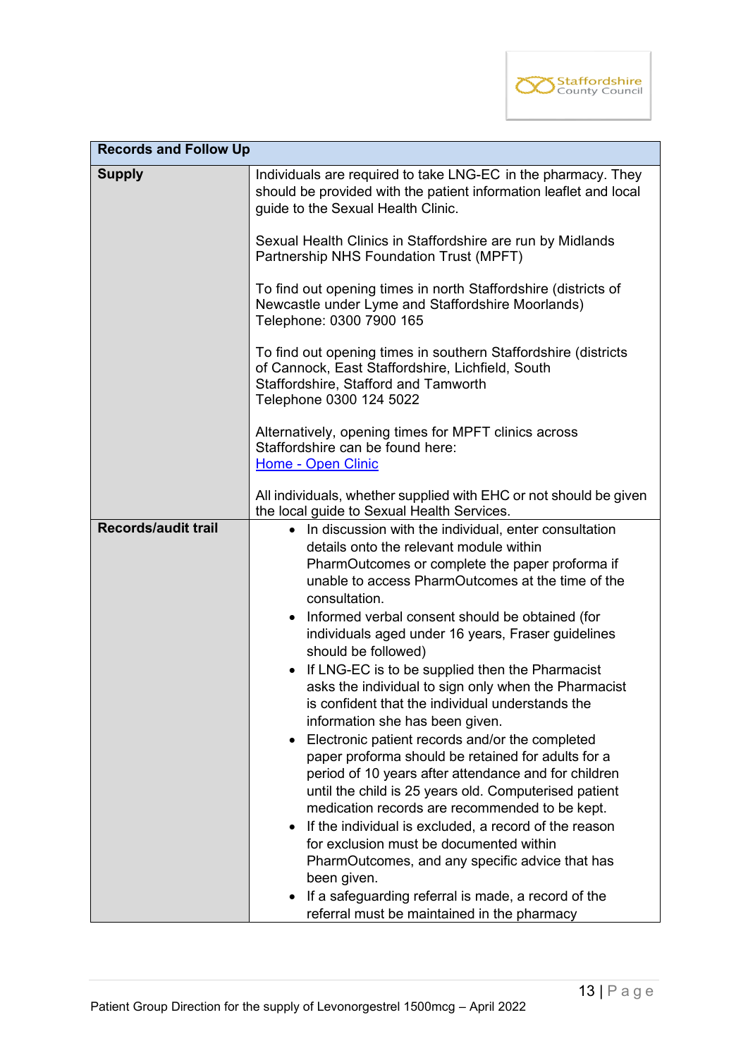| Records and Follow Up | |
|---|---|
| **Supply** | Individuals are required to take LNG-EC in the pharmacy. They should be provided with the patient information leaflet and local guide to the Sexual Health Clinic.<br><br>Sexual Health Clinics in Staffordshire are run by Midlands Partnership NHS Foundation Trust (MPFT)<br><br>To find out opening times in north Staffordshire (districts of Newcastle under Lyme and Staffordshire Moorlands) Telephone: 0300 7900 165<br><br>To find out opening times in southern Staffordshire (districts of Cannock, East Staffordshire, Lichfield, South Staffordshire, Stafford and Tamworth Telephone 0300 124 5022<br><br>Alternatively, opening times for MPFT clinics across Staffordshire can be found here: [Home - Open Clinic]<br><br>All individuals, whether supplied with EHC or not should be given the local guide to Sexual Health Services. |
| **Records/audit trail** | • In discussion with the individual, enter consultation details onto the relevant module within PharmOutcomes or complete the paper proforma if unable to access PharmOutcomes at the time of the consultation.<br>• Informed verbal consent should be obtained (for individuals aged under 16 years, Fraser guidelines should be followed)<br>• If LNG-EC is to be supplied then the Pharmacist asks the individual to sign only when the Pharmacist is confident that the individual understands the information she has been given.<br>• Electronic patient records and/or the completed paper proforma should be retained for adults for a period of 10 years after attendance and for children until the child is 25 years old. Computerised patient medication records are recommended to be kept.<br>• If the individual is excluded, a record of the reason for exclusion must be documented within PharmOutcomes, and any specific advice that has been given.<br>• If a safeguarding referral is made, a record of the referral must be maintained in the pharmacy |

Patient Group Direction for the supply of Levonorgestrel 1500mcg – April 2022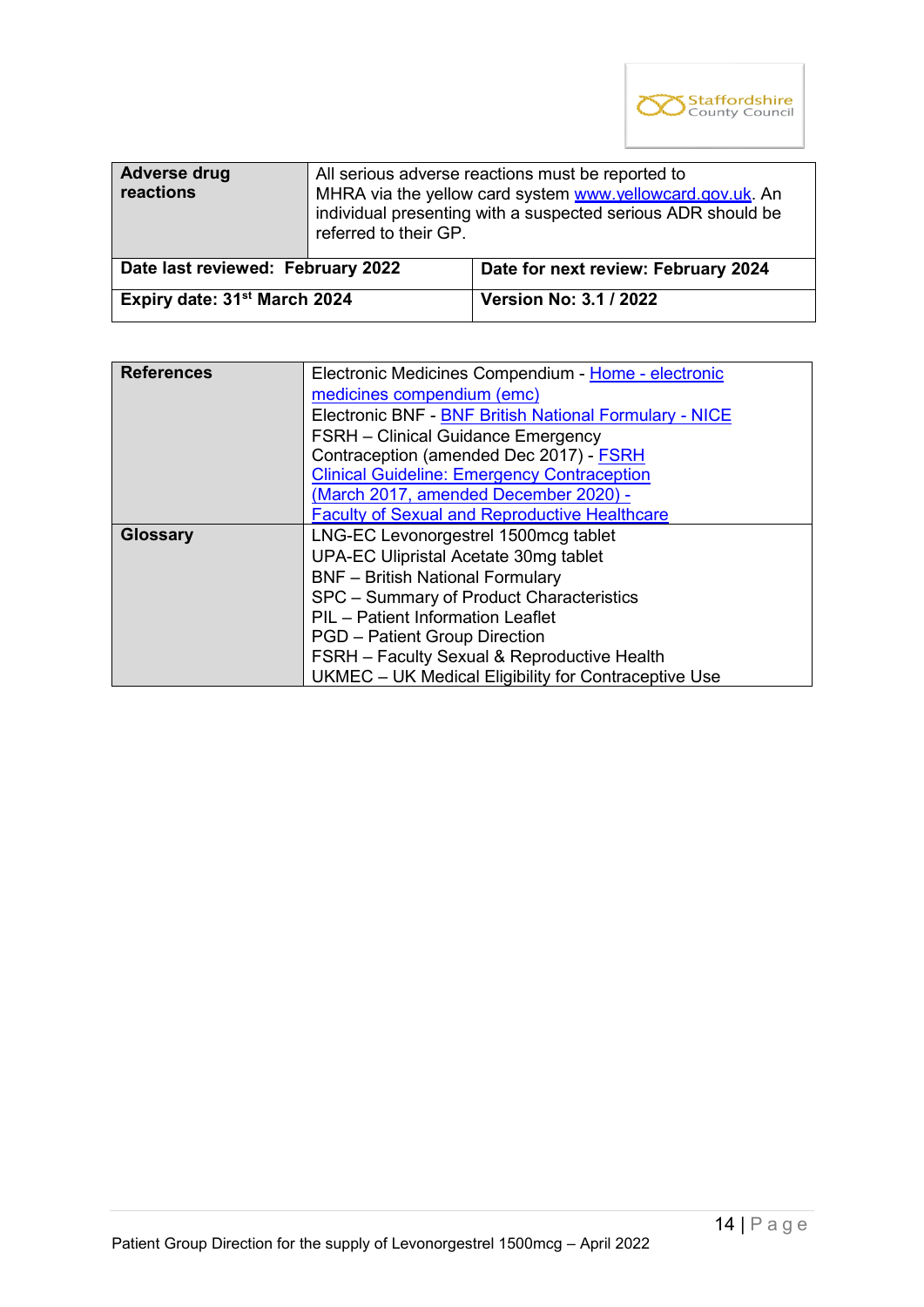| Adverse drug reactions | All serious adverse reactions must be reported to MHRA via the yellow card system www.yellowcard.gov.uk. An individual presenting with a suspected serious ADR should be referred to their GP. |
|---|---|
| **Date last reviewed: February 2022** | **Date for next review: February 2024** |
| **Expiry date: 31st March 2024** | **Version No: 3.1 / 2022** |

| References | Electronic Medicines Compendium - Home - electronic medicines compendium (emc)<br>Electronic BNF - BNF British National Formulary - NICE<br>FSRH – Clinical Guidance Emergency Contraception (amended Dec 2017) - FSRH Clinical Guideline: Emergency Contraception (March 2017, amended December 2020) - Faculty of Sexual and Reproductive Healthcare |
|---|---|
| **Glossary** | LNG-EC Levonorgestrel 1500mcg tablet<br>UPA-EC Ulipristal Acetate 30mg tablet<br>BNF – British National Formulary<br>SPC – Summary of Product Characteristics<br>PIL – Patient Information Leaflet<br>PGD – Patient Group Direction<br>FSRH – Faculty Sexual & Reproductive Health<br>UKMEC – UK Medical Eligibility for Contraceptive Use |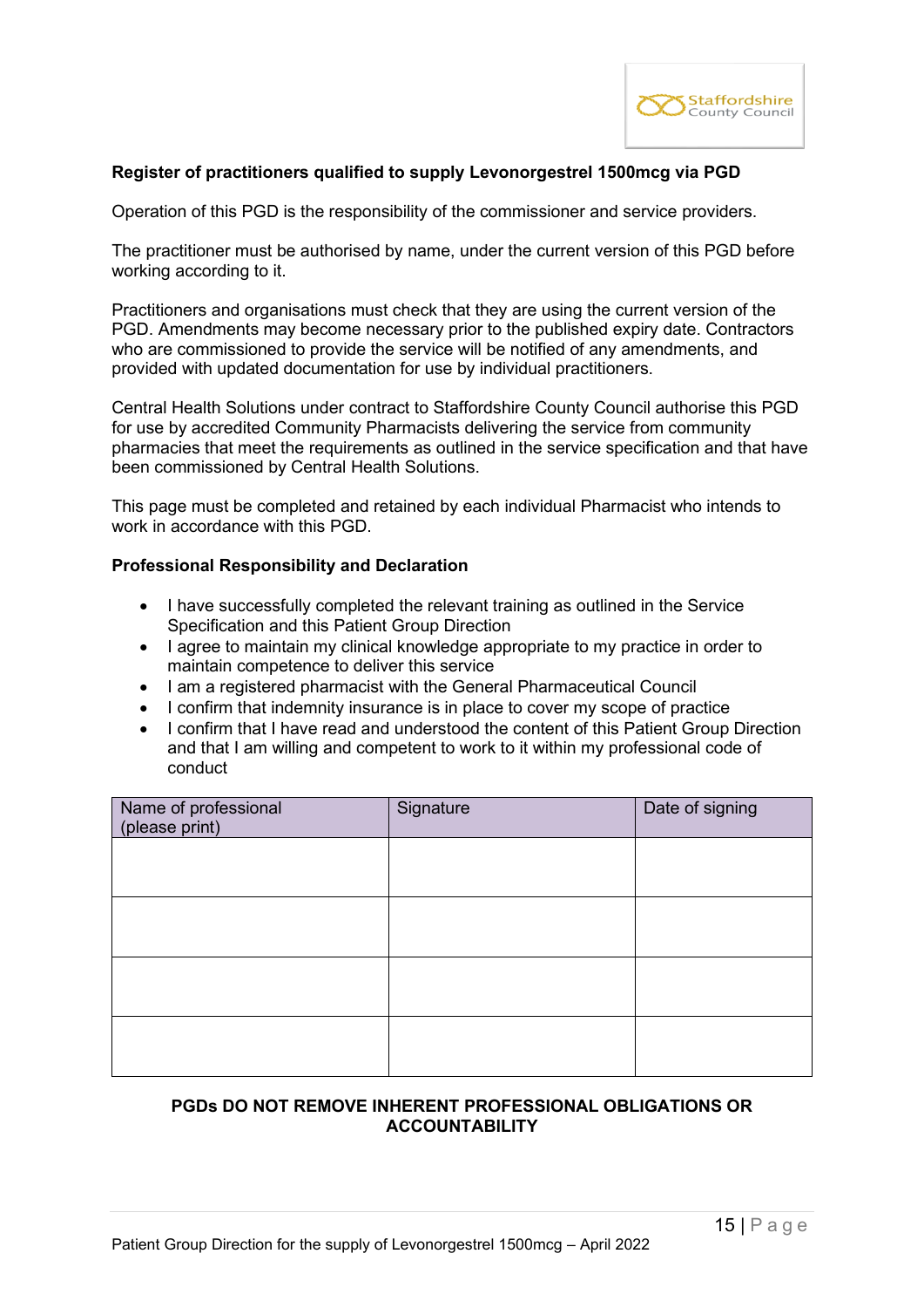**Register of practitioners qualified to supply Levonorgestrel 1500mcg via PGD**

Operation of this PGD is the responsibility of the commissioner and service providers.

The practitioner must be authorised by name, under the current version of this PGD before working according to it.

Practitioners and organisations must check that they are using the current version of the PGD. Amendments may become necessary prior to the published expiry date. Contractors who are commissioned to provide the service will be notified of any amendments, and provided with updated documentation for use by individual practitioners.

Central Health Solutions under contract to Staffordshire County Council authorise this PGD for use by accredited Community Pharmacists delivering the service from community pharmacies that meet the requirements as outlined in the service specification and that have been commissioned by Central Health Solutions.

This page must be completed and retained by each individual Pharmacist who intends to work in accordance with this PGD.

**Professional Responsibility and Declaration**

- I have successfully completed the relevant training as outlined in the Service Specification and this Patient Group Direction
- I agree to maintain my clinical knowledge appropriate to my practice in order to maintain competence to deliver this service
- I am a registered pharmacist with the General Pharmaceutical Council
- I confirm that indemnity insurance is in place to cover my scope of practice
- I confirm that I have read and understood the content of this Patient Group Direction and that I am willing and competent to work to it within my professional code of conduct

| Name of professional (please print) | Signature | Date of signing |
|---|---|---|
| | | |
| | | |
| | | |
| | | |

**PGDs DO NOT REMOVE INHERENT PROFESSIONAL OBLIGATIONS OR ACCOUNTABILITY**